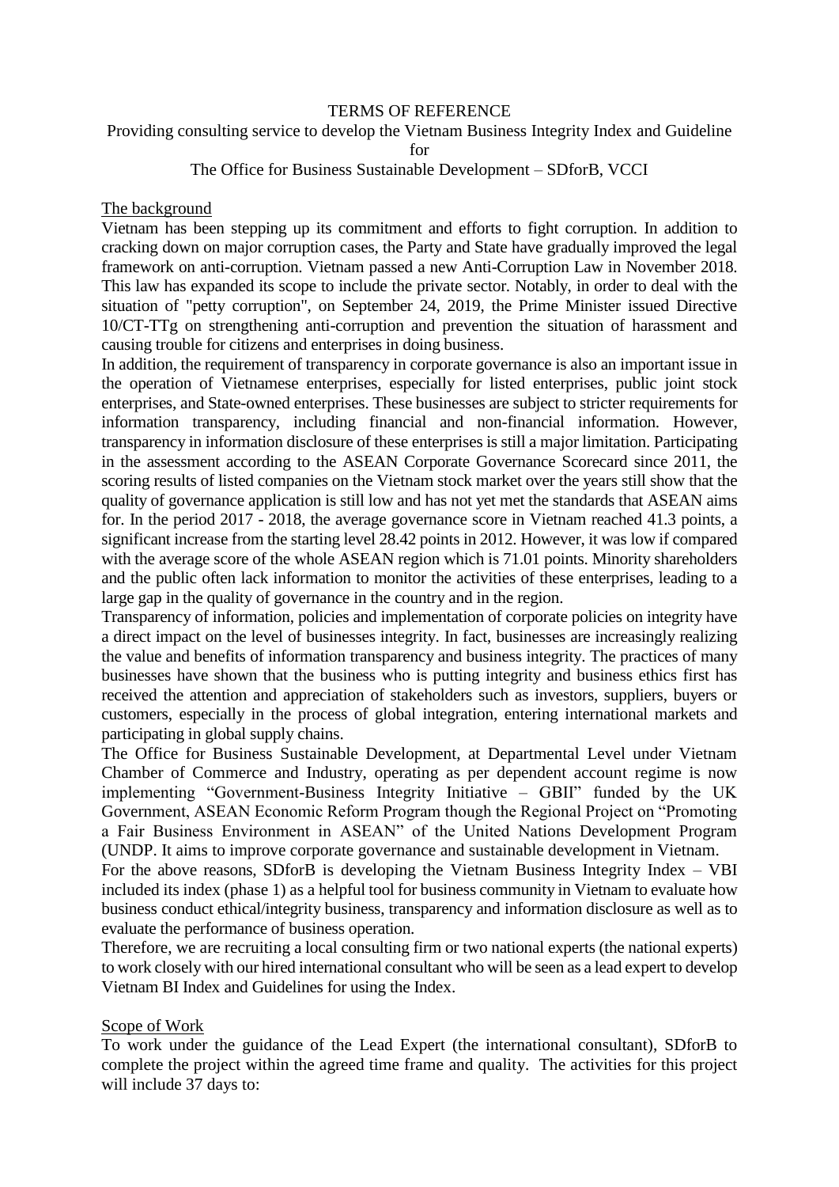TERMS OF REFERENCE

Providing consulting service to develop the Vietnam Business Integrity Index and Guideline for

The Office for Business Sustainable Development – SDforB, VCCI

## The background

Vietnam has been stepping up its commitment and efforts to fight corruption. In addition to cracking down on major corruption cases, the Party and State have gradually improved the legal framework on anti-corruption. Vietnam passed a new Anti-Corruption Law in November 2018. This law has expanded its scope to include the private sector. Notably, in order to deal with the situation of "petty corruption", on September 24, 2019, the Prime Minister issued Directive 10/CT-TTg on strengthening anti-corruption and prevention the situation of harassment and causing trouble for citizens and enterprises in doing business.

In addition, the requirement of transparency in corporate governance is also an important issue in the operation of Vietnamese enterprises, especially for listed enterprises, public joint stock enterprises, and State-owned enterprises. These businesses are subject to stricter requirements for information transparency, including financial and non-financial information. However, transparency in information disclosure of these enterprises is still a major limitation. Participating in the assessment according to the ASEAN Corporate Governance Scorecard since 2011, the scoring results of listed companies on the Vietnam stock market over the years still show that the quality of governance application is still low and has not yet met the standards that ASEAN aims for. In the period 2017 - 2018, the average governance score in Vietnam reached 41.3 points, a significant increase from the starting level 28.42 points in 2012. However, it was low if compared with the average score of the whole ASEAN region which is 71.01 points. Minority shareholders and the public often lack information to monitor the activities of these enterprises, leading to a large gap in the quality of governance in the country and in the region.

Transparency of information, policies and implementation of corporate policies on integrity have a direct impact on the level of businesses integrity. In fact, businesses are increasingly realizing the value and benefits of information transparency and business integrity. The practices of many businesses have shown that the business who is putting integrity and business ethics first has received the attention and appreciation of stakeholders such as investors, suppliers, buyers or customers, especially in the process of global integration, entering international markets and participating in global supply chains.

The Office for Business Sustainable Development, at Departmental Level under Vietnam Chamber of Commerce and Industry, operating as per dependent account regime is now implementing "Government-Business Integrity Initiative – GBII" funded by the UK Government, ASEAN Economic Reform Program though the Regional Project on "Promoting a Fair Business Environment in ASEAN" of the United Nations Development Program (UNDP. It aims to improve corporate governance and sustainable development in Vietnam.

For the above reasons, SDforB is developing the Vietnam Business Integrity Index – VBI included its index (phase 1) as a helpful tool for business community in Vietnam to evaluate how business conduct ethical/integrity business, transparency and information disclosure as well as to evaluate the performance of business operation.

Therefore, we are recruiting a local consulting firm or two national experts (the national experts) to work closely with our hired international consultant who will be seen as a lead expert to develop Vietnam BI Index and Guidelines for using the Index.

## Scope of Work

To work under the guidance of the Lead Expert (the international consultant), SDforB to complete the project within the agreed time frame and quality. The activities for this project will include 37 days to: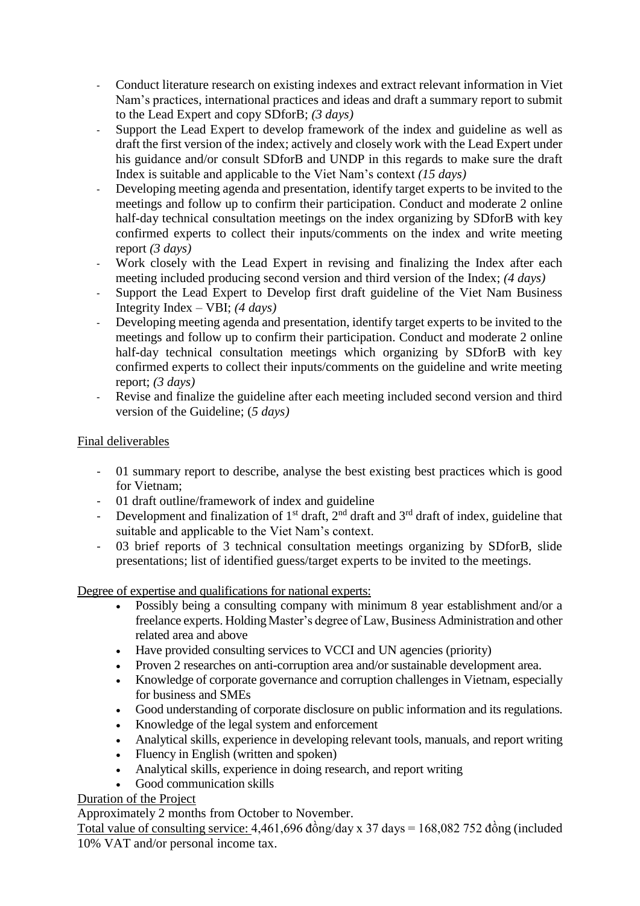- Conduct literature research on existing indexes and extract relevant information in Viet Nam's practices, international practices and ideas and draft a summary report to submit to the Lead Expert and copy SDforB; *(3 days)*
- Support the Lead Expert to develop framework of the index and guideline as well as draft the first version of the index; actively and closely work with the Lead Expert under his guidance and/or consult SDforB and UNDP in this regards to make sure the draft Index is suitable and applicable to the Viet Nam's context *(15 days)*
- Developing meeting agenda and presentation, identify target experts to be invited to the meetings and follow up to confirm their participation. Conduct and moderate 2 online half-day technical consultation meetings on the index organizing by SDforB with key confirmed experts to collect their inputs/comments on the index and write meeting report *(3 days)*
- Work closely with the Lead Expert in revising and finalizing the Index after each meeting included producing second version and third version of the Index; *(4 days)*
- Support the Lead Expert to Develop first draft guideline of the Viet Nam Business Integrity Index – VBI; *(4 days)*
- Developing meeting agenda and presentation, identify target experts to be invited to the meetings and follow up to confirm their participation. Conduct and moderate 2 online half-day technical consultation meetings which organizing by SDforB with key confirmed experts to collect their inputs/comments on the guideline and write meeting report; *(3 days)*
- Revise and finalize the guideline after each meeting included second version and third version of the Guideline; (*5 days)*

Final deliverables

- 01 summary report to describe, analyse the best existing best practices which is good for Vietnam;
- 01 draft outline/framework of index and guideline
- Development and finalization of 1st draft, 2nd draft and 3rd draft of index, guideline that suitable and applicable to the Viet Nam's context.
- 03 brief reports of 3 technical consultation meetings organizing by SDforB, slide presentations; list of identified guess/target experts to be invited to the meetings.

Degree of expertise and qualifications for national experts:

- Possibly being a consulting company with minimum 8 year establishment and/or a freelance experts. Holding Master's degree of Law, Business Administration and other related area and above
- Have provided consulting services to VCCI and UN agencies (priority)
- Proven 2 researches on anti-corruption area and/or sustainable development area.
- Knowledge of corporate governance and corruption challenges in Vietnam, especially for business and SMEs
- Good understanding of corporate disclosure on public information and its regulations.
- Knowledge of the legal system and enforcement
- Analytical skills, experience in developing relevant tools, manuals, and report writing
- Fluency in English (written and spoken)
- Analytical skills, experience in doing research, and report writing
- Good communication skills

Duration of the Project

Approximately 2 months from October to November.

Total value of consulting service: 4,461,696 đồng/day x 37 days = 168,082 752 đồng (included 10% VAT and/or personal income tax.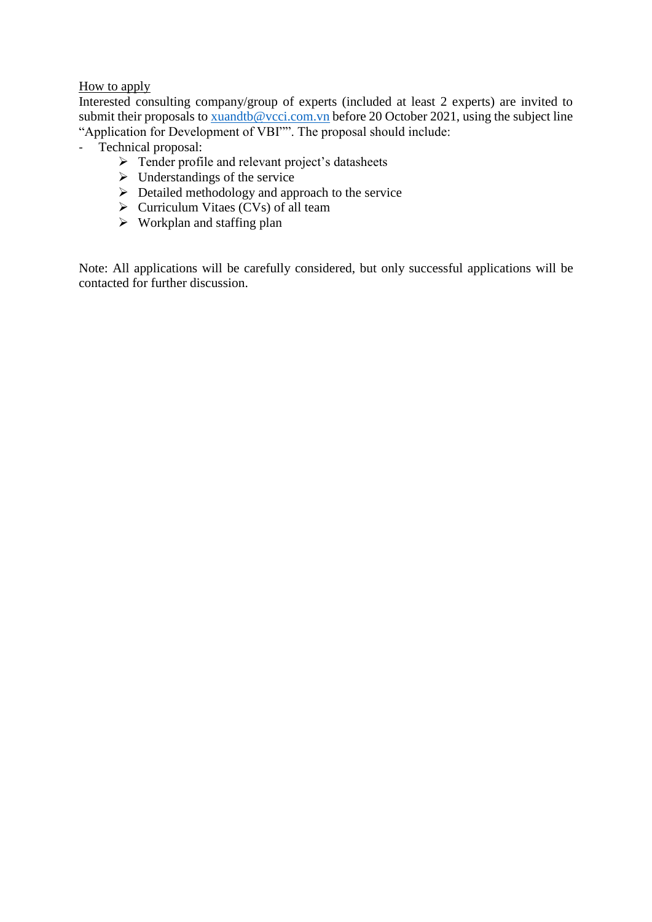<u>How to apply</u>

Interested consulting company/group of experts (included at least 2 experts) are invited to submit their proposals to xuandtb@vcci.com.vn before 20 October 2021, using the subject line "Application for Development of VBI"". The proposal should include:

- Technical proposal:
  - Tender profile and relevant project's datasheets
  - Understandings of the service
  - Detailed methodology and approach to the service
  - Curriculum Vitaes (CVs) of all team
  - Workplan and staffing plan

Note: All applications will be carefully considered, but only successful applications will be contacted for further discussion.